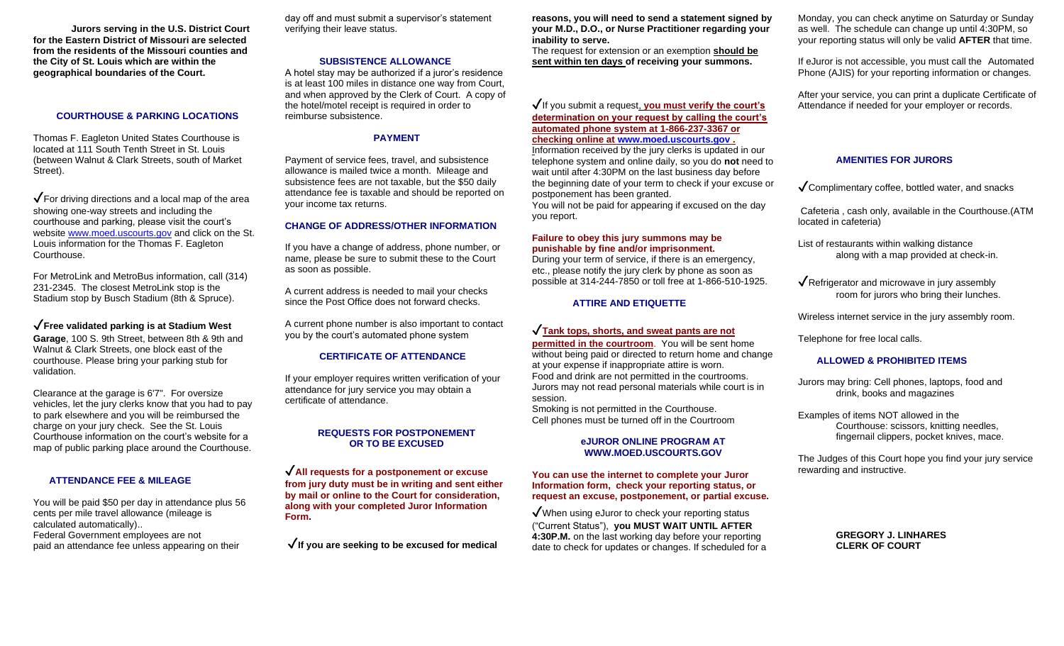**Jurors serving in the U.S. District Court for the Eastern District of Missouri are selected from the residents of the Missouri counties and the City of St. Louis which are within the geographical boundaries of the Court.**

## COURTHOUSE & PARKING LOCATIONS

Thomas F. Eagleton United States Courthouse is located at 111 South Tenth Street in St. Louis (between Walnut & Clark Streets, south of Market Street).

✓For driving directions and a local map of the area showing one-way streets and including the courthouse and parking, please visit the court's website www.moed.uscourts.gov and click on the St. Louis information for the Thomas F. Eagleton Courthouse.

For MetroLink and MetroBus information, call (314) 231-2345. The closest MetroLink stop is the Stadium stop by Busch Stadium (8th & Spruce).

✓**Free validated parking is at Stadium West Garage**, 100 S. 9th Street, between 8th & 9th and Walnut & Clark Streets, one block east of the courthouse. Please bring your parking stub for validation.

Clearance at the garage is 6'7". For oversize vehicles, let the jury clerks know that you had to pay to park elsewhere and you will be reimbursed the charge on your jury check. See the St. Louis Courthouse information on the court's website for a map of public parking place around the Courthouse.

## ATTENDANCE FEE & MILEAGE

You will be paid $50 per day in attendance plus 56 cents per mile travel allowance (mileage is calculated automatically)..
Federal Government employees are not paid an attendance fee unless appearing on their day off and must submit a supervisor's statement verifying their leave status.

## SUBSISTENCE ALLOWANCE

A hotel stay may be authorized if a juror's residence is at least 100 miles in distance one way from Court, and when approved by the Clerk of Court. A copy of the hotel/motel receipt is required in order to reimburse subsistence.

## PAYMENT

Payment of service fees, travel, and subsistence allowance is mailed twice a month. Mileage and subsistence fees are not taxable, but the $50 daily attendance fee is taxable and should be reported on your income tax returns.

## CHANGE OF ADDRESS/OTHER INFORMATION

If you have a change of address, phone number, or name, please be sure to submit these to the Court as soon as possible.

A current address is needed to mail your checks since the Post Office does not forward checks.

A current phone number is also important to contact you by the court's automated phone system

## CERTIFICATE OF ATTENDANCE

If your employer requires written verification of your attendance for jury service you may obtain a certificate of attendance.

## REQUESTS FOR POSTPONEMENT OR TO BE EXCUSED

✓**All requests for a postponement or excuse from jury duty must be in writing and sent either by mail or online to the Court for consideration, along with your completed Juror Information Form.**

✓**If you are seeking to be excused for medical reasons, you will need to send a statement signed by your M.D., D.O., or Nurse Practitioner regarding your inability to serve.**

The request for extension or an exemption **should be sent within ten days** of receiving your summons.

✓If you submit a request, **you must verify the court's determination on your request by calling the court's automated phone system at 1-866-237-3367 or checking online at www.moed.uscourts.gov .**

Information received by the jury clerks is updated in our telephone system and online daily, so you do **not** need to wait until after 4:30PM on the last business day before the beginning date of your term to check if your excuse or postponement has been granted.

You will not be paid for appearing if excused on the day you report.

**Failure to obey this jury summons may be punishable by fine and/or imprisonment.**

During your term of service, if there is an emergency, etc., please notify the jury clerk by phone as soon as possible at 314-244-7850 or toll free at 1-866-510-1925.

## ATTIRE AND ETIQUETTE

✓**Tank tops, shorts, and sweat pants are not permitted in the courtroom**. You will be sent home without being paid or directed to return home and change at your expense if inappropriate attire is worn.

Food and drink are not permitted in the courtrooms.

Jurors may not read personal materials while court is in session.

Smoking is not permitted in the Courthouse.

Cell phones must be turned off in the Courtroom

## eJUROR ONLINE PROGRAM AT WWW.MOED.USCOURTS.GOV

**You can use the internet to complete your Juror Information form, check your reporting status, or request an excuse, postponement, or partial excuse.**

✓When using eJuror to check your reporting status ("Current Status"), **you MUST WAIT UNTIL AFTER 4:30P.M.** on the last working day before your reporting date to check for updates or changes. If scheduled for a Monday, you can check anytime on Saturday or Sunday as well. The schedule can change up until 4:30PM, so your reporting status will only be valid **AFTER** that time.

If eJuror is not accessible, you must call the Automated Phone (AJIS) for your reporting information or changes.

After your service, you can print a duplicate Certificate of Attendance if needed for your employer or records.

## AMENITIES FOR JURORS

✓Complimentary coffee, bottled water, and snacks

Cafeteria , cash only, available in the Courthouse.(ATM located in cafeteria)

List of restaurants within walking distance along with a map provided at check-in.

✓Refrigerator and microwave in jury assembly room for jurors who bring their lunches.

Wireless internet service in the jury assembly room.

Telephone for free local calls.

## ALLOWED & PROHIBITED ITEMS

Jurors may bring: Cell phones, laptops, food and drink, books and magazines

Examples of items NOT allowed in the Courthouse: scissors, knitting needles, fingernail clippers, pocket knives, mace.

The Judges of this Court hope you find your jury service rewarding and instructive.

**GREGORY J. LINHARES**
**CLERK OF COURT**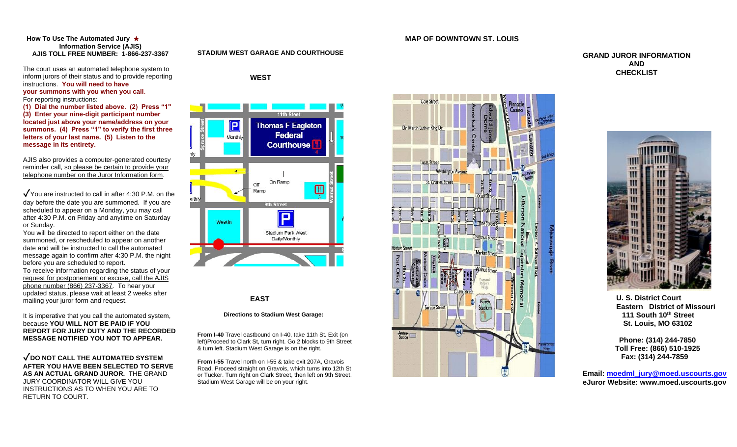**How To Use The Automated Jury ★**
**Information Service (AJIS)**
**AJIS TOLL FREE NUMBER: 1-866-237-3367**

The court uses an automated telephone system to inform jurors of their status and to provide reporting instructions. **You will need to have your summons with you when you call**.
For reporting instructions:
**(1) Dial the number listed above. (2) Press "1" (3) Enter your nine-digit participant number located just above your name/address on your summons. (4) Press "1" to verify the first three letters of your last name. (5) Listen to the message in its entirety.**

AJIS also provides a computer-generated courtesy reminder call, so please be certain to provide your telephone number on the Juror Information form.

✓You are instructed to call in after 4:30 P.M. on the day before the date you are summoned. If you are scheduled to appear on a Monday, you may call after 4:30 P.M. on Friday and anytime on Saturday or Sunday.
You will be directed to report either on the date summoned, or rescheduled to appear on another date and will be instructed to call the automated message again to confirm after 4:30 P.M. the night before you are scheduled to report.
To receive information regarding the status of your request for postponement or excuse, call the AJIS phone number (866) 237-3367. To hear your updated status, please wait at least 2 weeks after mailing your juror form and request.

It is imperative that you call the automated system, because **YOU WILL NOT BE PAID IF YOU REPORT FOR JURY DUTY AND THE RECORDED MESSAGE NOTIFIED YOU NOT TO APPEAR.**

✓**DO NOT CALL THE AUTOMATED SYSTEM AFTER YOU HAVE BEEN SELECTED TO SERVE AS AN ACTUAL GRAND JUROR.** THE GRAND JURY COORDINATOR WILL GIVE YOU INSTRUCTIONS AS TO WHEN YOU ARE TO RETURN TO COURT.

**STADIUM WEST GARAGE AND COURTHOUSE**

**WEST**

11th Steet
Spruce Street
Monthly
Thomas F Eagleton Federal Courthouse
Walnut Street
Off Ramp
On Ramp
9th Street
Westin
Stadium Park West Daily/Monthly

**EAST**

**Directions to Stadium West Garage:**

**From I-40** Travel eastbound on I-40, take 11th St. Exit (on left)Proceed to Clark St, turn right. Go 2 blocks to 9th Street & turn left. Stadium West Garage is on the right.

**From I-55** Travel north on I-55 & take exit 207A, Gravois Road. Proceed straight on Gravois, which turns into 12th St or Tucker. Turn right on Clark Street, then left on 9th Street. Stadium West Garage will be on your right.

**MAP OF DOWNTOWN ST. LOUIS**

Cole Street
Dr. Martin Luther King Dr.
Lucas Street
Washington Avenue
St. Charles Street
Locust Street
Olive Street
Pine Street
Chestnut Street
Market Street
Walnut Street
Clark Street
Spruce Street
Edward Jones Dome
America's Center
Pinnacle Casino
Laclede's Landing
Jefferson National Expansion Memorial
Memorial Drive
Leonor K. Sullivan Blvd.
Mississippi River
Tucker Boulevard
Post Office
City Hall
Municipal Courts
Busch Stadium
Amtrak Station

**GRAND JUROR INFORMATION AND CHECKLIST**

**U. S. District Court**
**Eastern District of Missouri**
**111 South 10th Street**
**St. Louis, MO 63102**

**Phone: (314) 244-7850**
**Toll Free: (866) 510-1925**
**Fax: (314) 244-7859**

**Email: moedml_jury@moed.uscourts.gov**
**eJuror Website: www.moed.uscourts.gov**